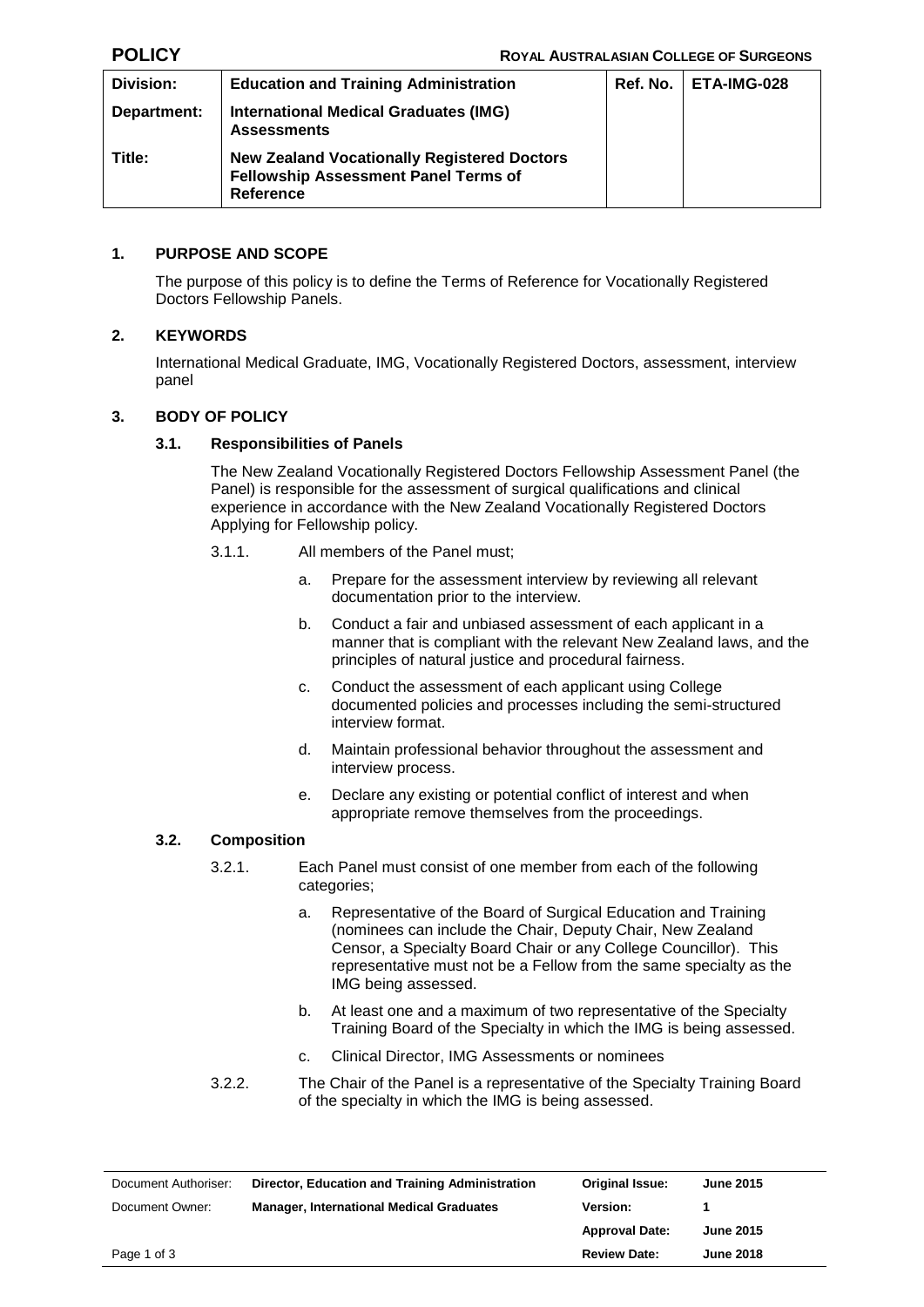**POLICY** **ROYAL AUSTRALASIAN COLLEGE OF SURGEONS**

| Division: | Education and Training Administration | Ref. No. | ETA-IMG-028 |
|---|---|---|---|
| Department: | International Medical Graduates (IMG) Assessments | | |
| Title: | New Zealand Vocationally Registered Doctors Fellowship Assessment Panel Terms of Reference | | |

## 1. PURPOSE AND SCOPE

The purpose of this policy is to define the Terms of Reference for Vocationally Registered Doctors Fellowship Panels.

## 2. KEYWORDS

International Medical Graduate, IMG, Vocationally Registered Doctors, assessment, interview panel

## 3. BODY OF POLICY

### 3.1. Responsibilities of Panels

The New Zealand Vocationally Registered Doctors Fellowship Assessment Panel (the Panel) is responsible for the assessment of surgical qualifications and clinical experience in accordance with the New Zealand Vocationally Registered Doctors Applying for Fellowship policy.

3.1.1. All members of the Panel must;

a. Prepare for the assessment interview by reviewing all relevant documentation prior to the interview.

b. Conduct a fair and unbiased assessment of each applicant in a manner that is compliant with the relevant New Zealand laws, and the principles of natural justice and procedural fairness.

c. Conduct the assessment of each applicant using College documented policies and processes including the semi-structured interview format.

d. Maintain professional behavior throughout the assessment and interview process.

e. Declare any existing or potential conflict of interest and when appropriate remove themselves from the proceedings.

### 3.2. Composition

3.2.1. Each Panel must consist of one member from each of the following categories;

a. Representative of the Board of Surgical Education and Training (nominees can include the Chair, Deputy Chair, New Zealand Censor, a Specialty Board Chair or any College Councillor). This representative must not be a Fellow from the same specialty as the IMG being assessed.

b. At least one and a maximum of two representative of the Specialty Training Board of the Specialty in which the IMG is being assessed.

c. Clinical Director, IMG Assessments or nominees

3.2.2. The Chair of the Panel is a representative of the Specialty Training Board of the specialty in which the IMG is being assessed.

| Document Authoriser: | Director, Education and Training Administration | Original Issue: | June 2015 |
|---|---|---|---|
| Document Owner: | Manager, International Medical Graduates | Version: | 1 |
| | | Approval Date: | June 2015 |
| | | Review Date: | June 2018 |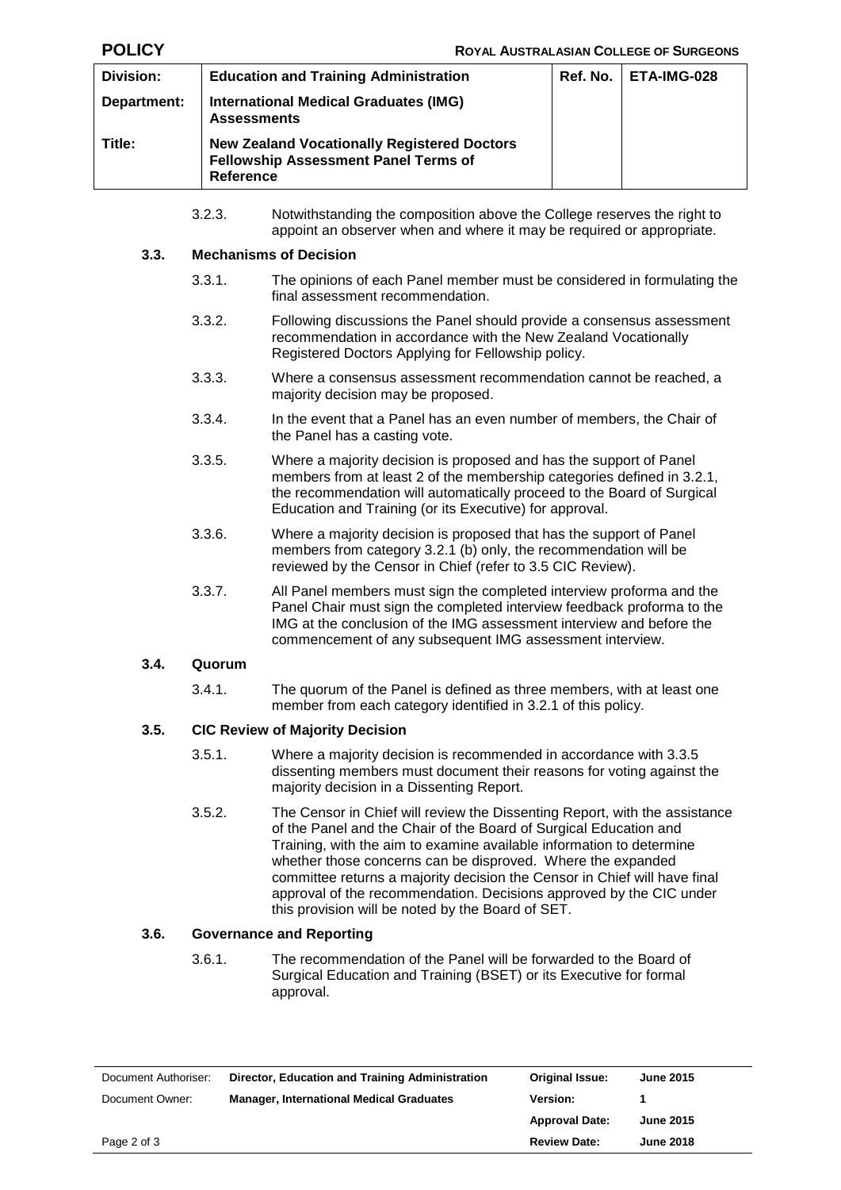3.2.3. Notwithstanding the composition above the College reserves the right to appoint an observer when and where it may be required or appropriate.

### 3.3. Mechanisms of Decision

3.3.1. The opinions of each Panel member must be considered in formulating the final assessment recommendation.

3.3.2. Following discussions the Panel should provide a consensus assessment recommendation in accordance with the New Zealand Vocationally Registered Doctors Applying for Fellowship policy.

3.3.3. Where a consensus assessment recommendation cannot be reached, a majority decision may be proposed.

3.3.4. In the event that a Panel has an even number of members, the Chair of the Panel has a casting vote.

3.3.5. Where a majority decision is proposed and has the support of Panel members from at least 2 of the membership categories defined in 3.2.1, the recommendation will automatically proceed to the Board of Surgical Education and Training (or its Executive) for approval.

3.3.6. Where a majority decision is proposed that has the support of Panel members from category 3.2.1 (b) only, the recommendation will be reviewed by the Censor in Chief (refer to 3.5 CIC Review).

3.3.7. All Panel members must sign the completed interview proforma and the Panel Chair must sign the completed interview feedback proforma to the IMG at the conclusion of the IMG assessment interview and before the commencement of any subsequent IMG assessment interview.

### 3.4. Quorum

3.4.1. The quorum of the Panel is defined as three members, with at least one member from each category identified in 3.2.1 of this policy.

### 3.5. CIC Review of Majority Decision

3.5.1. Where a majority decision is recommended in accordance with 3.3.5 dissenting members must document their reasons for voting against the majority decision in a Dissenting Report.

3.5.2. The Censor in Chief will review the Dissenting Report, with the assistance of the Panel and the Chair of the Board of Surgical Education and Training, with the aim to examine available information to determine whether those concerns can be disproved. Where the expanded committee returns a majority decision the Censor in Chief will have final approval of the recommendation. Decisions approved by the CIC under this provision will be noted by the Board of SET.

### 3.6. Governance and Reporting

3.6.1. The recommendation of the Panel will be forwarded to the Board of Surgical Education and Training (BSET) or its Executive for formal approval.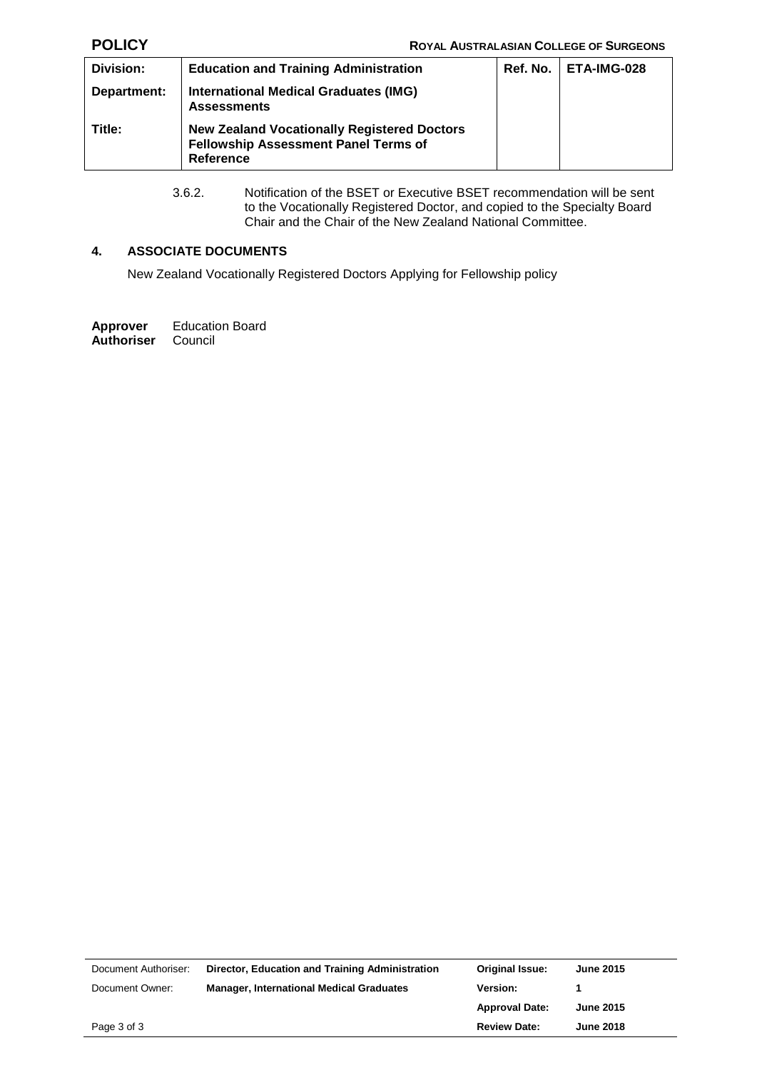3.6.2. Notification of the BSET or Executive BSET recommendation will be sent to the Vocationally Registered Doctor, and copied to the Specialty Board Chair and the Chair of the New Zealand National Committee.

## 4. ASSOCIATE DOCUMENTS

New Zealand Vocationally Registered Doctors Applying for Fellowship policy

**Approver** Education Board
**Authoriser** Council